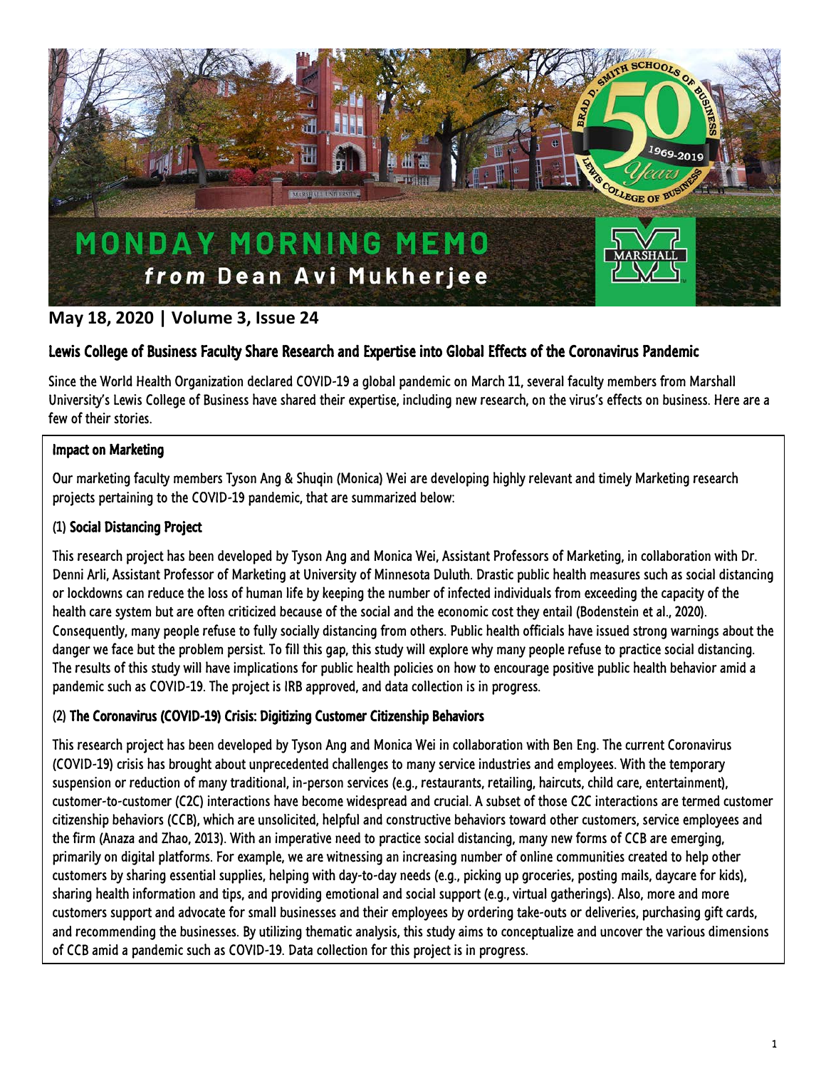# MONDAY MORNING MEMO
## *from* Dean Avi Mukherjee

**May 18, 2020 | Volume 3, Issue 24**

## Lewis College of Business Faculty Share Research and Expertise into Global Effects of the Coronavirus Pandemic

Since the World Health Organization declared COVID-19 a global pandemic on March 11, several faculty members from Marshall University's Lewis College of Business have shared their expertise, including new research, on the virus's effects on business. Here are a few of their stories.

### Impact on Marketing

Our marketing faculty members Tyson Ang & Shuqin (Monica) Wei are developing highly relevant and timely Marketing research projects pertaining to the COVID-19 pandemic, that are summarized below:

#### (1) Social Distancing Project

This research project has been developed by Tyson Ang and Monica Wei, Assistant Professors of Marketing, in collaboration with Dr. Denni Arli, Assistant Professor of Marketing at University of Minnesota Duluth. Drastic public health measures such as social distancing or lockdowns can reduce the loss of human life by keeping the number of infected individuals from exceeding the capacity of the health care system but are often criticized because of the social and the economic cost they entail (Bodenstein et al., 2020). Consequently, many people refuse to fully socially distancing from others. Public health officials have issued strong warnings about the danger we face but the problem persist. To fill this gap, this study will explore why many people refuse to practice social distancing. The results of this study will have implications for public health policies on how to encourage positive public health behavior amid a pandemic such as COVID-19. The project is IRB approved, and data collection is in progress.

#### (2) The Coronavirus (COVID-19) Crisis: Digitizing Customer Citizenship Behaviors

This research project has been developed by Tyson Ang and Monica Wei in collaboration with Ben Eng. The current Coronavirus (COVID-19) crisis has brought about unprecedented challenges to many service industries and employees. With the temporary suspension or reduction of many traditional, in-person services (e.g., restaurants, retailing, haircuts, child care, entertainment), customer-to-customer (C2C) interactions have become widespread and crucial. A subset of those C2C interactions are termed customer citizenship behaviors (CCB), which are unsolicited, helpful and constructive behaviors toward other customers, service employees and the firm (Anaza and Zhao, 2013). With an imperative need to practice social distancing, many new forms of CCB are emerging, primarily on digital platforms. For example, we are witnessing an increasing number of online communities created to help other customers by sharing essential supplies, helping with day-to-day needs (e.g., picking up groceries, posting mails, daycare for kids), sharing health information and tips, and providing emotional and social support (e.g., virtual gatherings). Also, more and more customers support and advocate for small businesses and their employees by ordering take-outs or deliveries, purchasing gift cards, and recommending the businesses. By utilizing thematic analysis, this study aims to conceptualize and uncover the various dimensions of CCB amid a pandemic such as COVID-19. Data collection for this project is in progress.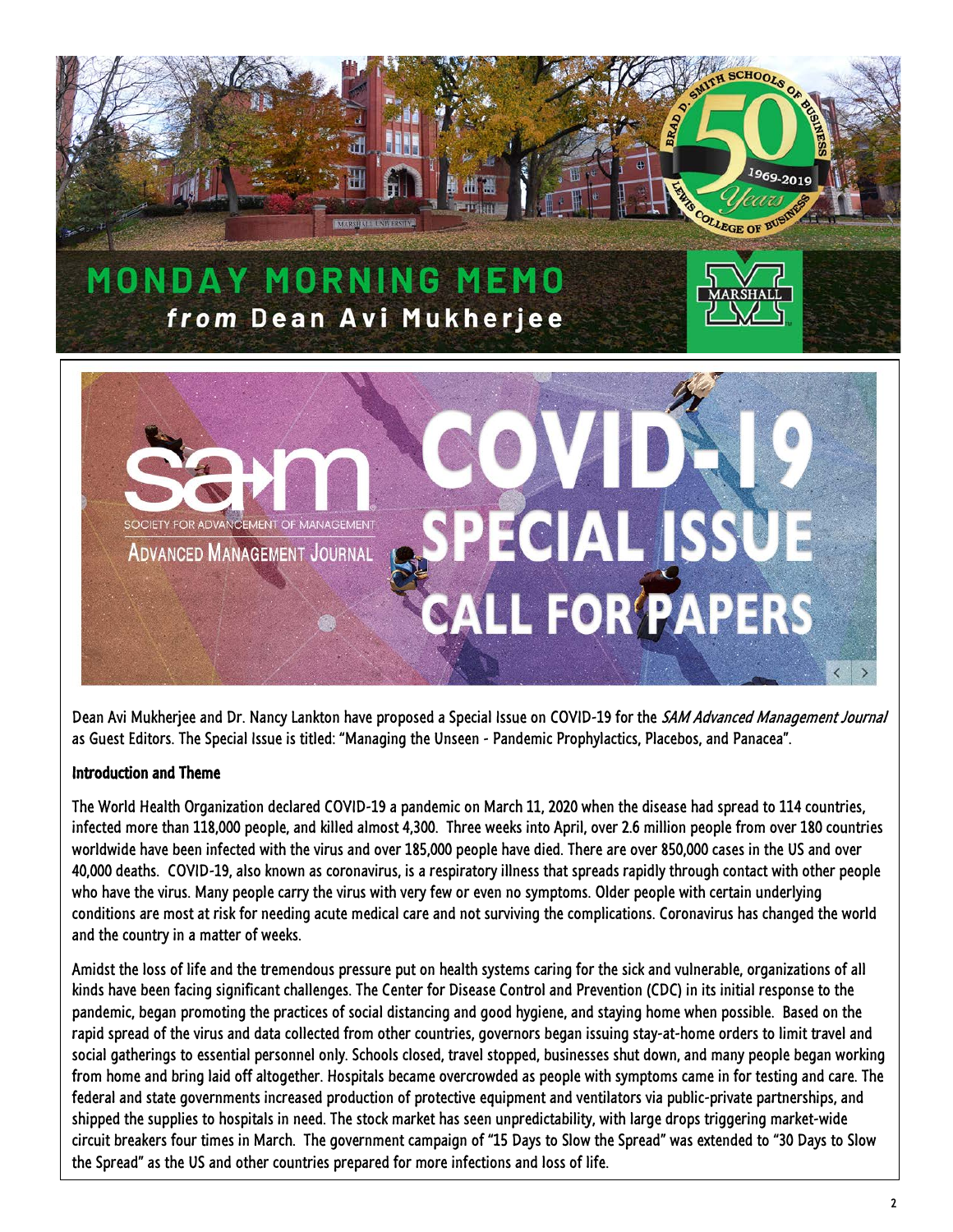# MONDAY MORNING MEMO

***from* Dean Avi Mukherjee**

Dean Avi Mukherjee and Dr. Nancy Lankton have proposed a Special Issue on COVID-19 for the *SAM Advanced Management Journal* as Guest Editors. The Special Issue is titled: "Managing the Unseen - Pandemic Prophylactics, Placebos, and Panacea".

## Introduction and Theme

The World Health Organization declared COVID-19 a pandemic on March 11, 2020 when the disease had spread to 114 countries, infected more than 118,000 people, and killed almost 4,300. Three weeks into April, over 2.6 million people from over 180 countries worldwide have been infected with the virus and over 185,000 people have died. There are over 850,000 cases in the US and over 40,000 deaths. COVID-19, also known as coronavirus, is a respiratory illness that spreads rapidly through contact with other people who have the virus. Many people carry the virus with very few or even no symptoms. Older people with certain underlying conditions are most at risk for needing acute medical care and not surviving the complications. Coronavirus has changed the world and the country in a matter of weeks.

Amidst the loss of life and the tremendous pressure put on health systems caring for the sick and vulnerable, organizations of all kinds have been facing significant challenges. The Center for Disease Control and Prevention (CDC) in its initial response to the pandemic, began promoting the practices of social distancing and good hygiene, and staying home when possible. Based on the rapid spread of the virus and data collected from other countries, governors began issuing stay-at-home orders to limit travel and social gatherings to essential personnel only. Schools closed, travel stopped, businesses shut down, and many people began working from home and bring laid off altogether. Hospitals became overcrowded as people with symptoms came in for testing and care. The federal and state governments increased production of protective equipment and ventilators via public-private partnerships, and shipped the supplies to hospitals in need. The stock market has seen unpredictability, with large drops triggering market-wide circuit breakers four times in March. The government campaign of "15 Days to Slow the Spread" was extended to "30 Days to Slow the Spread" as the US and other countries prepared for more infections and loss of life.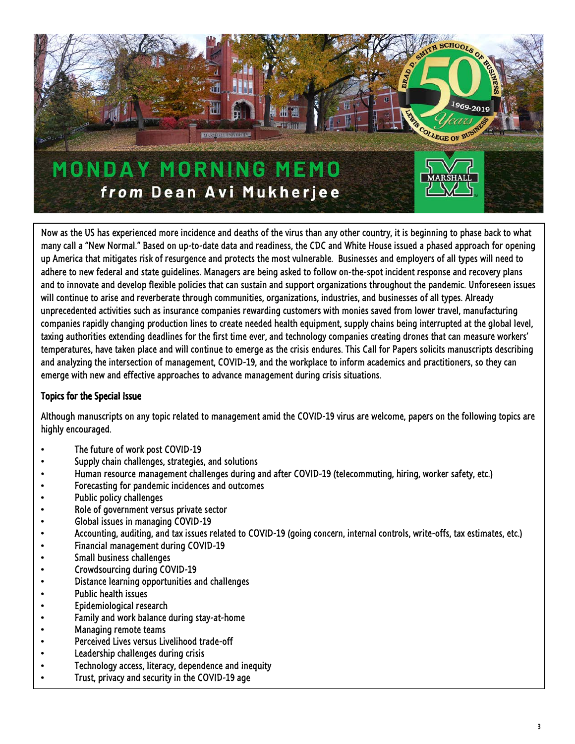# MONDAY MORNING MEMO

***from* Dean Avi Mukherjee**

Now as the US has experienced more incidence and deaths of the virus than any other country, it is beginning to phase back to what many call a "New Normal." Based on up-to-date data and readiness, the CDC and White House issued a phased approach for opening up America that mitigates risk of resurgence and protects the most vulnerable. Businesses and employers of all types will need to adhere to new federal and state guidelines. Managers are being asked to follow on-the-spot incident response and recovery plans and to innovate and develop flexible policies that can sustain and support organizations throughout the pandemic. Unforeseen issues will continue to arise and reverberate through communities, organizations, industries, and businesses of all types. Already unprecedented activities such as insurance companies rewarding customers with monies saved from lower travel, manufacturing companies rapidly changing production lines to create needed health equipment, supply chains being interrupted at the global level, taxing authorities extending deadlines for the first time ever, and technology companies creating drones that can measure workers' temperatures, have taken place and will continue to emerge as the crisis endures. This Call for Papers solicits manuscripts describing and analyzing the intersection of management, COVID-19, and the workplace to inform academics and practitioners, so they can emerge with new and effective approaches to advance management during crisis situations.

## Topics for the Special Issue

Although manuscripts on any topic related to management amid the COVID-19 virus are welcome, papers on the following topics are highly encouraged.

- The future of work post COVID-19
- Supply chain challenges, strategies, and solutions
- Human resource management challenges during and after COVID-19 (telecommuting, hiring, worker safety, etc.)
- Forecasting for pandemic incidences and outcomes
- Public policy challenges
- Role of government versus private sector
- Global issues in managing COVID-19
- Accounting, auditing, and tax issues related to COVID-19 (going concern, internal controls, write-offs, tax estimates, etc.)
- Financial management during COVID-19
- Small business challenges
- Crowdsourcing during COVID-19
- Distance learning opportunities and challenges
- Public health issues
- Epidemiological research
- Family and work balance during stay-at-home
- Managing remote teams
- Perceived Lives versus Livelihood trade-off
- Leadership challenges during crisis
- Technology access, literacy, dependence and inequity
- Trust, privacy and security in the COVID-19 age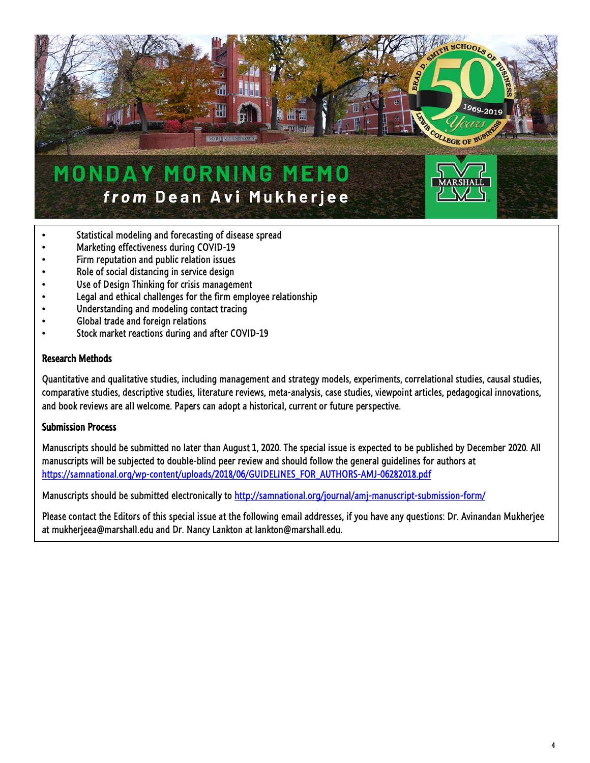# MONDAY MORNING MEMO

***from*** **Dean Avi Mukherjee**

- Statistical modeling and forecasting of disease spread
- Marketing effectiveness during COVID-19
- Firm reputation and public relation issues
- Role of social distancing in service design
- Use of Design Thinking for crisis management
- Legal and ethical challenges for the firm employee relationship
- Understanding and modeling contact tracing
- Global trade and foreign relations
- Stock market reactions during and after COVID-19

**Research Methods**

Quantitative and qualitative studies, including management and strategy models, experiments, correlational studies, causal studies, comparative studies, descriptive studies, literature reviews, meta-analysis, case studies, viewpoint articles, pedagogical innovations, and book reviews are all welcome. Papers can adopt a historical, current or future perspective.

**Submission Process**

Manuscripts should be submitted no later than August 1, 2020. The special issue is expected to be published by December 2020. All manuscripts will be subjected to double-blind peer review and should follow the general guidelines for authors at https://samnational.org/wp-content/uploads/2018/06/GUIDELINES_FOR_AUTHORS-AMJ-06282018.pdf

Manuscripts should be submitted electronically to http://samnational.org/journal/amj-manuscript-submission-form/

Please contact the Editors of this special issue at the following email addresses, if you have any questions: Dr. Avinandan Mukherjee at mukherjeea@marshall.edu and Dr. Nancy Lankton at lankton@marshall.edu.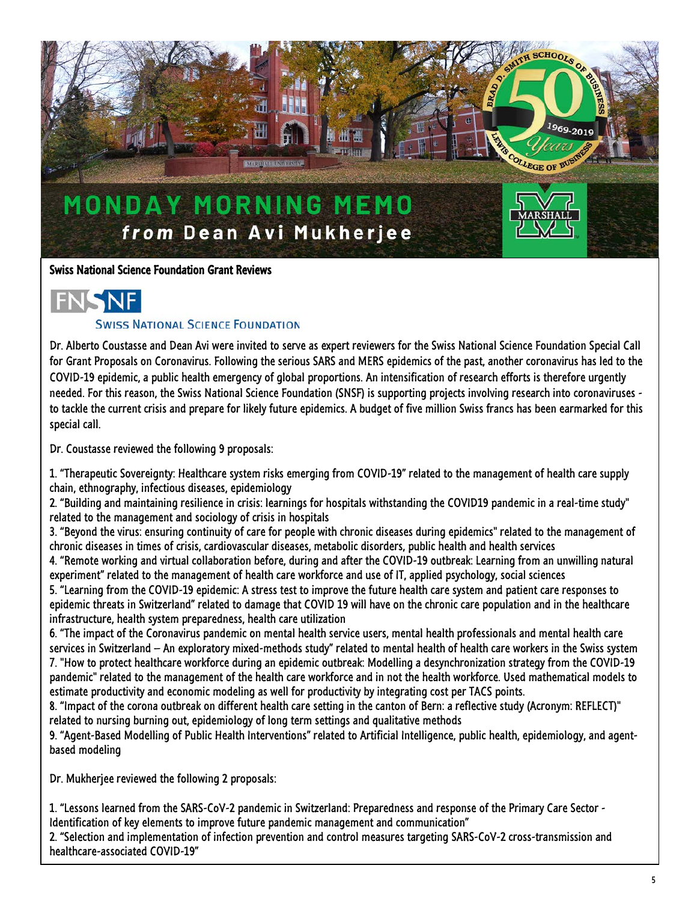# MONDAY MORNING MEMO
## *from* Dean Avi Mukherjee

### Swiss National Science Foundation Grant Reviews

FNSNF
SWISS NATIONAL SCIENCE FOUNDATION

Dr. Alberto Coustasse and Dean Avi were invited to serve as expert reviewers for the Swiss National Science Foundation Special Call for Grant Proposals on Coronavirus. Following the serious SARS and MERS epidemics of the past, another coronavirus has led to the COVID-19 epidemic, a public health emergency of global proportions. An intensification of research efforts is therefore urgently needed. For this reason, the Swiss National Science Foundation (SNSF) is supporting projects involving research into coronaviruses - to tackle the current crisis and prepare for likely future epidemics. A budget of five million Swiss francs has been earmarked for this special call.

Dr. Coustasse reviewed the following 9 proposals:

1. "Therapeutic Sovereignty: Healthcare system risks emerging from COVID-19" related to the management of health care supply chain, ethnography, infectious diseases, epidemiology
2. "Building and maintaining resilience in crisis: learnings for hospitals withstanding the COVID19 pandemic in a real-time study" related to the management and sociology of crisis in hospitals
3. "Beyond the virus: ensuring continuity of care for people with chronic diseases during epidemics" related to the management of chronic diseases in times of crisis, cardiovascular diseases, metabolic disorders, public health and health services
4. "Remote working and virtual collaboration before, during and after the COVID-19 outbreak: Learning from an unwilling natural experiment" related to the management of health care workforce and use of IT, applied psychology, social sciences
5. "Learning from the COVID-19 epidemic: A stress test to improve the future health care system and patient care responses to epidemic threats in Switzerland" related to damage that COVID 19 will have on the chronic care population and in the healthcare infrastructure, health system preparedness, health care utilization
6. "The impact of the Coronavirus pandemic on mental health service users, mental health professionals and mental health care services in Switzerland – An exploratory mixed-methods study" related to mental health of health care workers in the Swiss system
7. "How to protect healthcare workforce during an epidemic outbreak: Modelling a desynchronization strategy from the COVID-19 pandemic" related to the management of the health care workforce and in not the health workforce. Used mathematical models to estimate productivity and economic modeling as well for productivity by integrating cost per TACS points.
8. "Impact of the corona outbreak on different health care setting in the canton of Bern: a reflective study (Acronym: REFLECT)" related to nursing burning out, epidemiology of long term settings and qualitative methods
9. "Agent-Based Modelling of Public Health Interventions" related to Artificial Intelligence, public health, epidemiology, and agent-based modeling

Dr. Mukherjee reviewed the following 2 proposals:

1. "Lessons learned from the SARS-CoV-2 pandemic in Switzerland: Preparedness and response of the Primary Care Sector - Identification of key elements to improve future pandemic management and communication"
2. "Selection and implementation of infection prevention and control measures targeting SARS-CoV-2 cross-transmission and healthcare-associated COVID-19"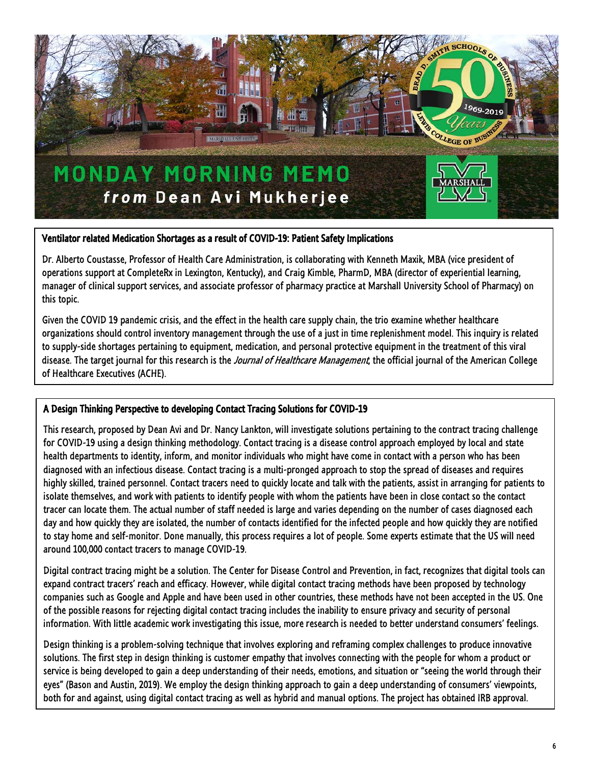# MONDAY MORNING MEMO

## *from* Dean Avi Mukherjee

### Ventilator related Medication Shortages as a result of COVID-19: Patient Safety Implications

Dr. Alberto Coustasse, Professor of Health Care Administration, is collaborating with Kenneth Maxik, MBA (vice president of operations support at CompleteRx in Lexington, Kentucky), and Craig Kimble, PharmD, MBA (director of experiential learning, manager of clinical support services, and associate professor of pharmacy practice at Marshall University School of Pharmacy) on this topic.

Given the COVID 19 pandemic crisis, and the effect in the health care supply chain, the trio examine whether healthcare organizations should control inventory management through the use of a just in time replenishment model. This inquiry is related to supply-side shortages pertaining to equipment, medication, and personal protective equipment in the treatment of this viral disease. The target journal for this research is the *Journal of Healthcare Management*, the official journal of the American College of Healthcare Executives (ACHE).

### A Design Thinking Perspective to developing Contact Tracing Solutions for COVID-19

This research, proposed by Dean Avi and Dr. Nancy Lankton, will investigate solutions pertaining to the contract tracing challenge for COVID-19 using a design thinking methodology. Contact tracing is a disease control approach employed by local and state health departments to identity, inform, and monitor individuals who might have come in contact with a person who has been diagnosed with an infectious disease. Contact tracing is a multi-pronged approach to stop the spread of diseases and requires highly skilled, trained personnel. Contact tracers need to quickly locate and talk with the patients, assist in arranging for patients to isolate themselves, and work with patients to identify people with whom the patients have been in close contact so the contact tracer can locate them. The actual number of staff needed is large and varies depending on the number of cases diagnosed each day and how quickly they are isolated, the number of contacts identified for the infected people and how quickly they are notified to stay home and self-monitor. Done manually, this process requires a lot of people. Some experts estimate that the US will need around 100,000 contact tracers to manage COVID-19.

Digital contract tracing might be a solution. The Center for Disease Control and Prevention, in fact, recognizes that digital tools can expand contract tracers' reach and efficacy. However, while digital contact tracing methods have been proposed by technology companies such as Google and Apple and have been used in other countries, these methods have not been accepted in the US. One of the possible reasons for rejecting digital contact tracing includes the inability to ensure privacy and security of personal information. With little academic work investigating this issue, more research is needed to better understand consumers' feelings.

Design thinking is a problem-solving technique that involves exploring and reframing complex challenges to produce innovative solutions. The first step in design thinking is customer empathy that involves connecting with the people for whom a product or service is being developed to gain a deep understanding of their needs, emotions, and situation or "seeing the world through their eyes" (Bason and Austin, 2019). We employ the design thinking approach to gain a deep understanding of consumers' viewpoints, both for and against, using digital contact tracing as well as hybrid and manual options. The project has obtained IRB approval.